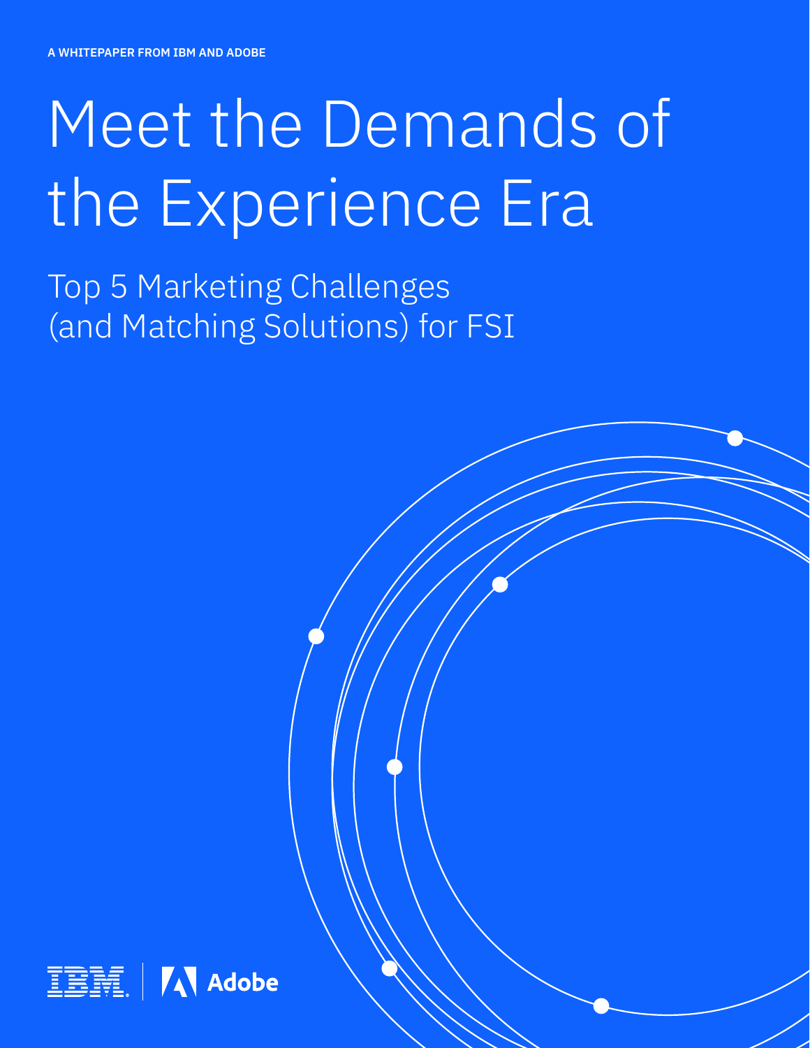A WHITEPAPER FROM IBM AND ADOBE

# Meet the Demands of the Experience Era

## Top 5 Marketing Challenges (and Matching Solutions) for FSI

IBM | Adobe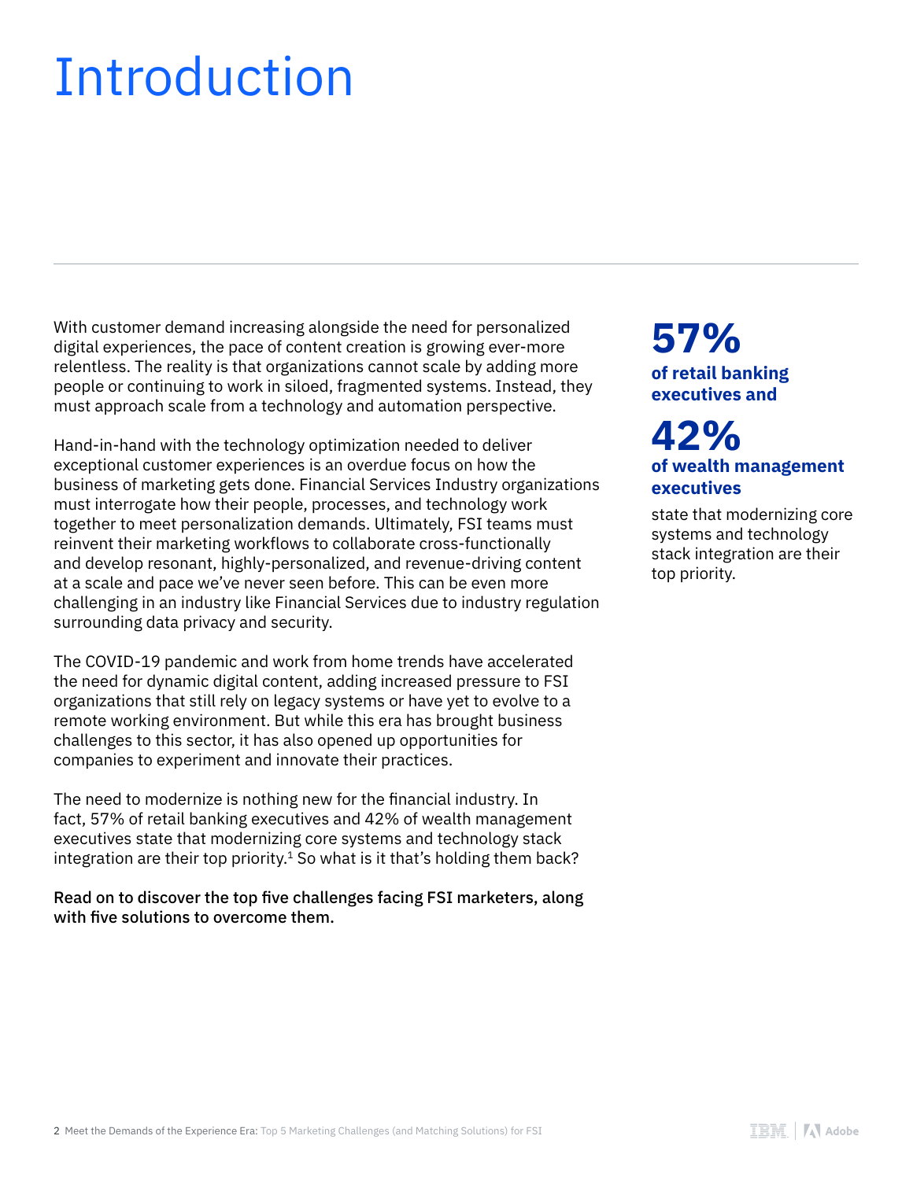# Introduction

With customer demand increasing alongside the need for personalized digital experiences, the pace of content creation is growing ever-more relentless. The reality is that organizations cannot scale by adding more people or continuing to work in siloed, fragmented systems. Instead, they must approach scale from a technology and automation perspective.

Hand-in-hand with the technology optimization needed to deliver exceptional customer experiences is an overdue focus on how the business of marketing gets done. Financial Services Industry organizations must interrogate how their people, processes, and technology work together to meet personalization demands. Ultimately, FSI teams must reinvent their marketing workflows to collaborate cross-functionally and develop resonant, highly-personalized, and revenue-driving content at a scale and pace we've never seen before. This can be even more challenging in an industry like Financial Services due to industry regulation surrounding data privacy and security.

The COVID-19 pandemic and work from home trends have accelerated the need for dynamic digital content, adding increased pressure to FSI organizations that still rely on legacy systems or have yet to evolve to a remote working environment. But while this era has brought business challenges to this sector, it has also opened up opportunities for companies to experiment and innovate their practices.

The need to modernize is nothing new for the financial industry. In fact, 57% of retail banking executives and 42% of wealth management executives state that modernizing core systems and technology stack integration are their top priority.[1] So what is it that's holding them back?

**Read on to discover the top five challenges facing FSI marketers, along with five solutions to overcome them.**

**57%**
**of retail banking executives and**

**42%**
**of wealth management executives**

state that modernizing core systems and technology stack integration are their top priority.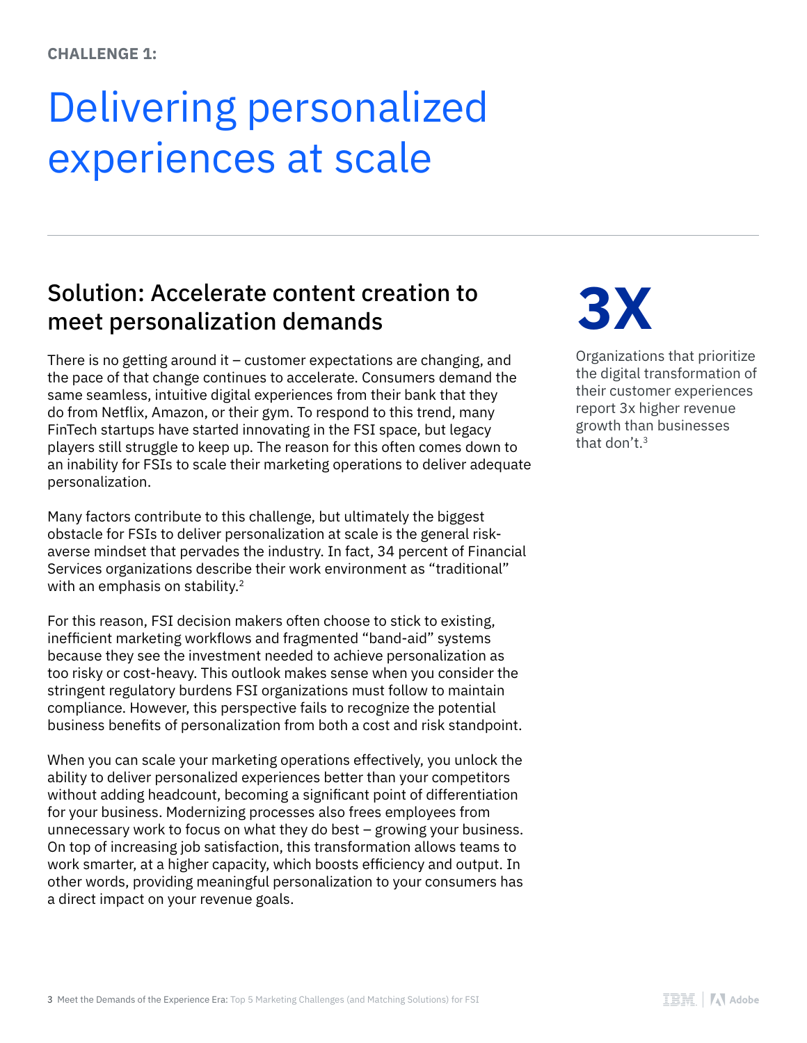**CHALLENGE 1:**

# Delivering personalized experiences at scale

## Solution: Accelerate content creation to meet personalization demands

There is no getting around it – customer expectations are changing, and the pace of that change continues to accelerate. Consumers demand the same seamless, intuitive digital experiences from their bank that they do from Netflix, Amazon, or their gym. To respond to this trend, many FinTech startups have started innovating in the FSI space, but legacy players still struggle to keep up. The reason for this often comes down to an inability for FSIs to scale their marketing operations to deliver adequate personalization.

Many factors contribute to this challenge, but ultimately the biggest obstacle for FSIs to deliver personalization at scale is the general risk-averse mindset that pervades the industry. In fact, 34 percent of Financial Services organizations describe their work environment as “traditional” with an emphasis on stability.[2]

For this reason, FSI decision makers often choose to stick to existing, inefficient marketing workflows and fragmented “band-aid” systems because they see the investment needed to achieve personalization as too risky or cost-heavy. This outlook makes sense when you consider the stringent regulatory burdens FSI organizations must follow to maintain compliance. However, this perspective fails to recognize the potential business benefits of personalization from both a cost and risk standpoint.

When you can scale your marketing operations effectively, you unlock the ability to deliver personalized experiences better than your competitors without adding headcount, becoming a significant point of differentiation for your business. Modernizing processes also frees employees from unnecessary work to focus on what they do best – growing your business. On top of increasing job satisfaction, this transformation allows teams to work smarter, at a higher capacity, which boosts efficiency and output. In other words, providing meaningful personalization to your consumers has a direct impact on your revenue goals.

**3X**

Organizations that prioritize the digital transformation of their customer experiences report 3x higher revenue growth than businesses that don’t.[3]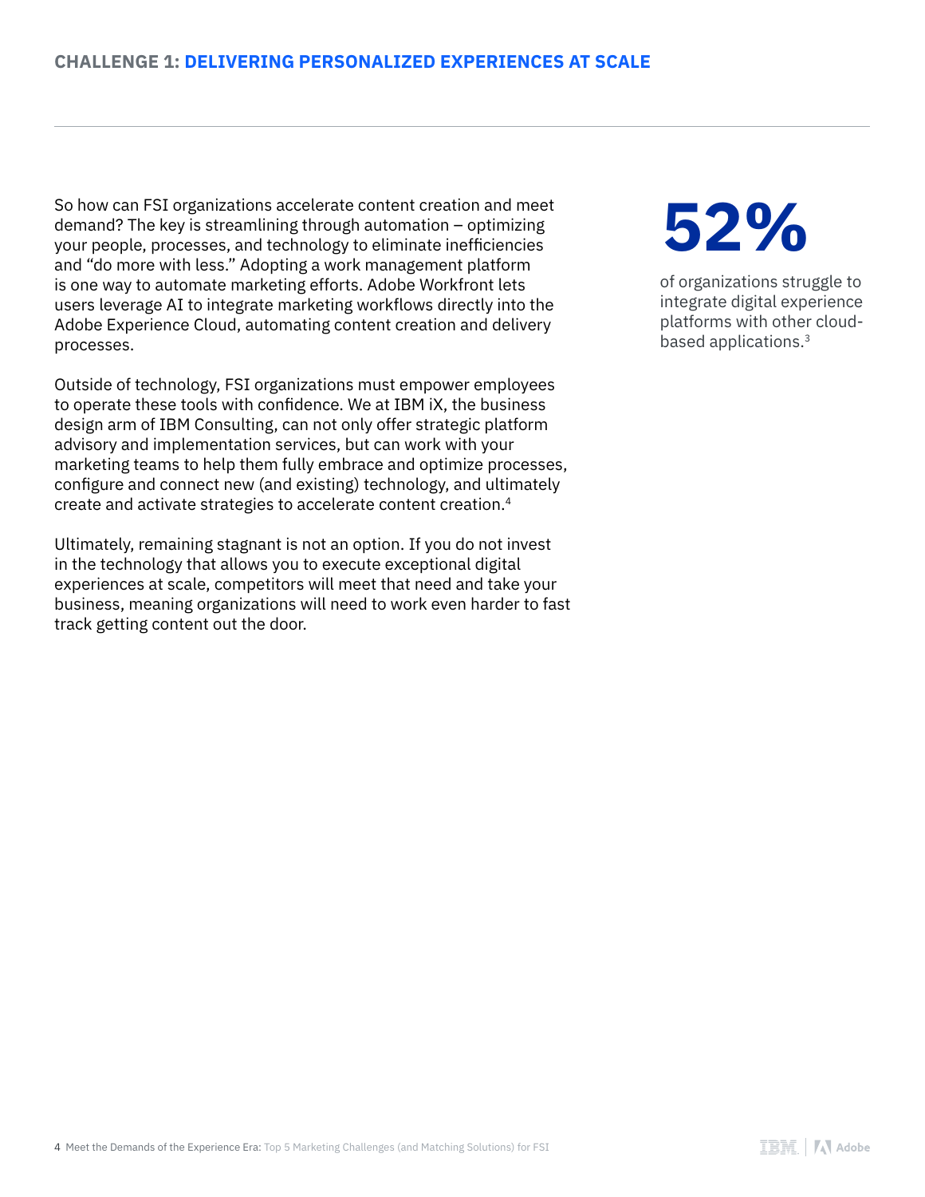## CHALLENGE 1: DELIVERING PERSONALIZED EXPERIENCES AT SCALE

So how can FSI organizations accelerate content creation and meet demand? The key is streamlining through automation – optimizing your people, processes, and technology to eliminate inefficiencies and "do more with less." Adopting a work management platform is one way to automate marketing efforts. Adobe Workfront lets users leverage AI to integrate marketing workflows directly into the Adobe Experience Cloud, automating content creation and delivery processes.

Outside of technology, FSI organizations must empower employees to operate these tools with confidence. We at IBM iX, the business design arm of IBM Consulting, can not only offer strategic platform advisory and implementation services, but can work with your marketing teams to help them fully embrace and optimize processes, configure and connect new (and existing) technology, and ultimately create and activate strategies to accelerate content creation.[4]

Ultimately, remaining stagnant is not an option. If you do not invest in the technology that allows you to execute exceptional digital experiences at scale, competitors will meet that need and take your business, meaning organizations will need to work even harder to fast track getting content out the door.

**52%**

of organizations struggle to integrate digital experience platforms with other cloud-based applications.[3]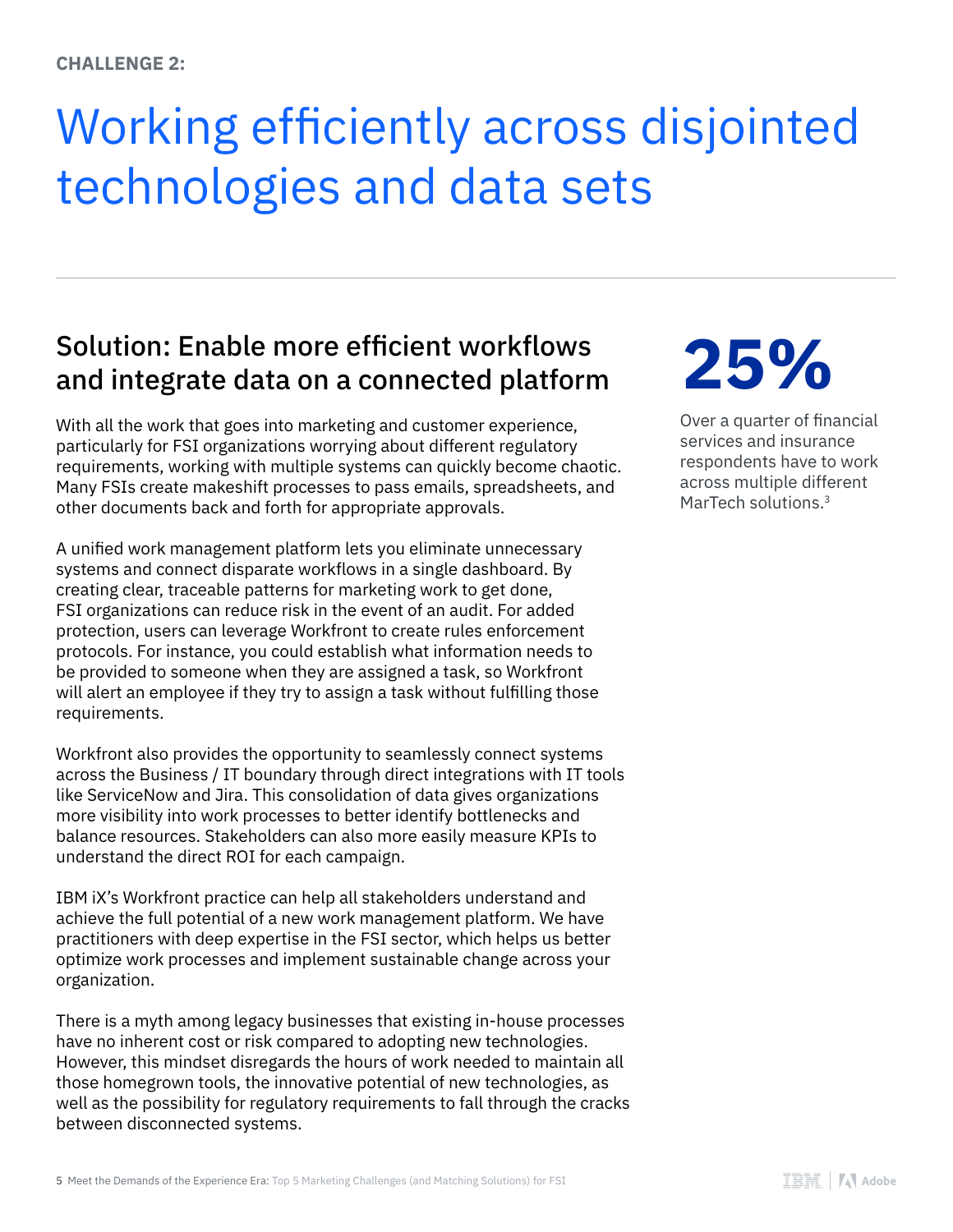CHALLENGE 2:

# Working efficiently across disjointed technologies and data sets

## Solution: Enable more efficient workflows and integrate data on a connected platform

With all the work that goes into marketing and customer experience, particularly for FSI organizations worrying about different regulatory requirements, working with multiple systems can quickly become chaotic. Many FSIs create makeshift processes to pass emails, spreadsheets, and other documents back and forth for appropriate approvals.

A unified work management platform lets you eliminate unnecessary systems and connect disparate workflows in a single dashboard. By creating clear, traceable patterns for marketing work to get done, FSI organizations can reduce risk in the event of an audit. For added protection, users can leverage Workfront to create rules enforcement protocols. For instance, you could establish what information needs to be provided to someone when they are assigned a task, so Workfront will alert an employee if they try to assign a task without fulfilling those requirements.

Workfront also provides the opportunity to seamlessly connect systems across the Business / IT boundary through direct integrations with IT tools like ServiceNow and Jira. This consolidation of data gives organizations more visibility into work processes to better identify bottlenecks and balance resources. Stakeholders can also more easily measure KPIs to understand the direct ROI for each campaign.

IBM iX's Workfront practice can help all stakeholders understand and achieve the full potential of a new work management platform. We have practitioners with deep expertise in the FSI sector, which helps us better optimize work processes and implement sustainable change across your organization.

There is a myth among legacy businesses that existing in-house processes have no inherent cost or risk compared to adopting new technologies. However, this mindset disregards the hours of work needed to maintain all those homegrown tools, the innovative potential of new technologies, as well as the possibility for regulatory requirements to fall through the cracks between disconnected systems.

**25%**

Over a quarter of financial services and insurance respondents have to work across multiple different MarTech solutions.[3]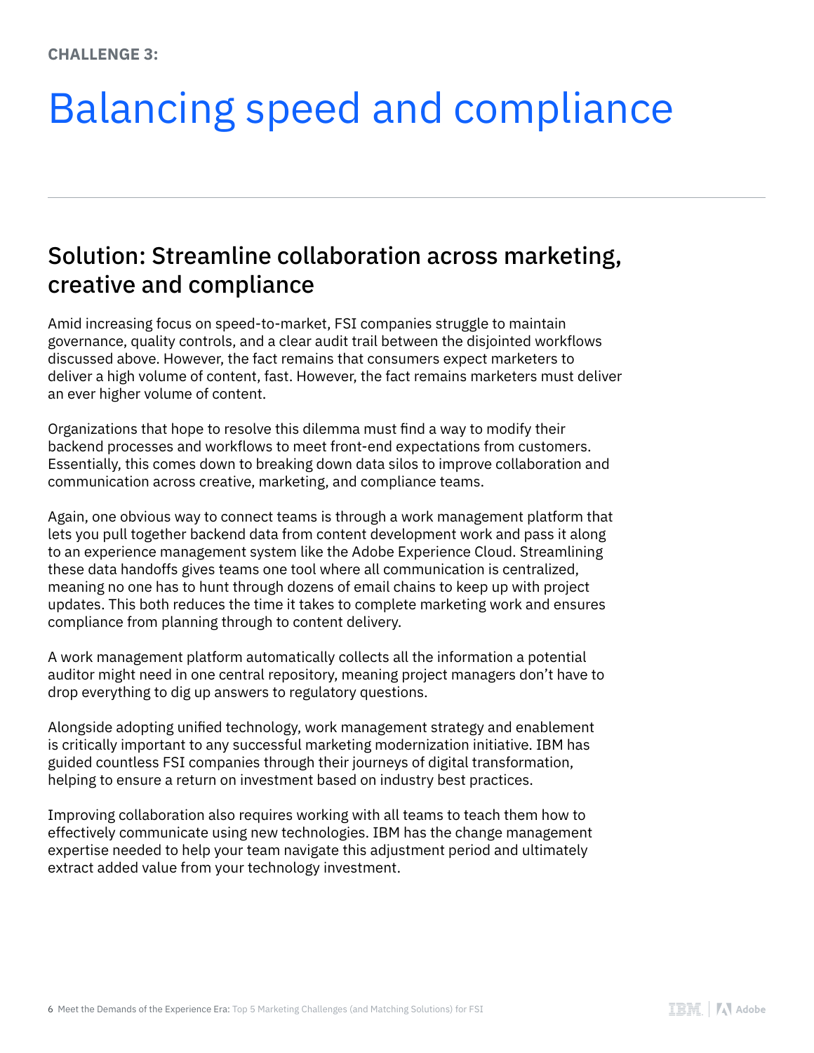**CHALLENGE 3:**

# Balancing speed and compliance

## Solution: Streamline collaboration across marketing, creative and compliance

Amid increasing focus on speed-to-market, FSI companies struggle to maintain governance, quality controls, and a clear audit trail between the disjointed workflows discussed above. However, the fact remains that consumers expect marketers to deliver a high volume of content, fast. However, the fact remains marketers must deliver an ever higher volume of content.

Organizations that hope to resolve this dilemma must find a way to modify their backend processes and workflows to meet front-end expectations from customers. Essentially, this comes down to breaking down data silos to improve collaboration and communication across creative, marketing, and compliance teams.

Again, one obvious way to connect teams is through a work management platform that lets you pull together backend data from content development work and pass it along to an experience management system like the Adobe Experience Cloud. Streamlining these data handoffs gives teams one tool where all communication is centralized, meaning no one has to hunt through dozens of email chains to keep up with project updates. This both reduces the time it takes to complete marketing work and ensures compliance from planning through to content delivery.

A work management platform automatically collects all the information a potential auditor might need in one central repository, meaning project managers don't have to drop everything to dig up answers to regulatory questions.

Alongside adopting unified technology, work management strategy and enablement is critically important to any successful marketing modernization initiative. IBM has guided countless FSI companies through their journeys of digital transformation, helping to ensure a return on investment based on industry best practices.

Improving collaboration also requires working with all teams to teach them how to effectively communicate using new technologies. IBM has the change management expertise needed to help your team navigate this adjustment period and ultimately extract added value from your technology investment.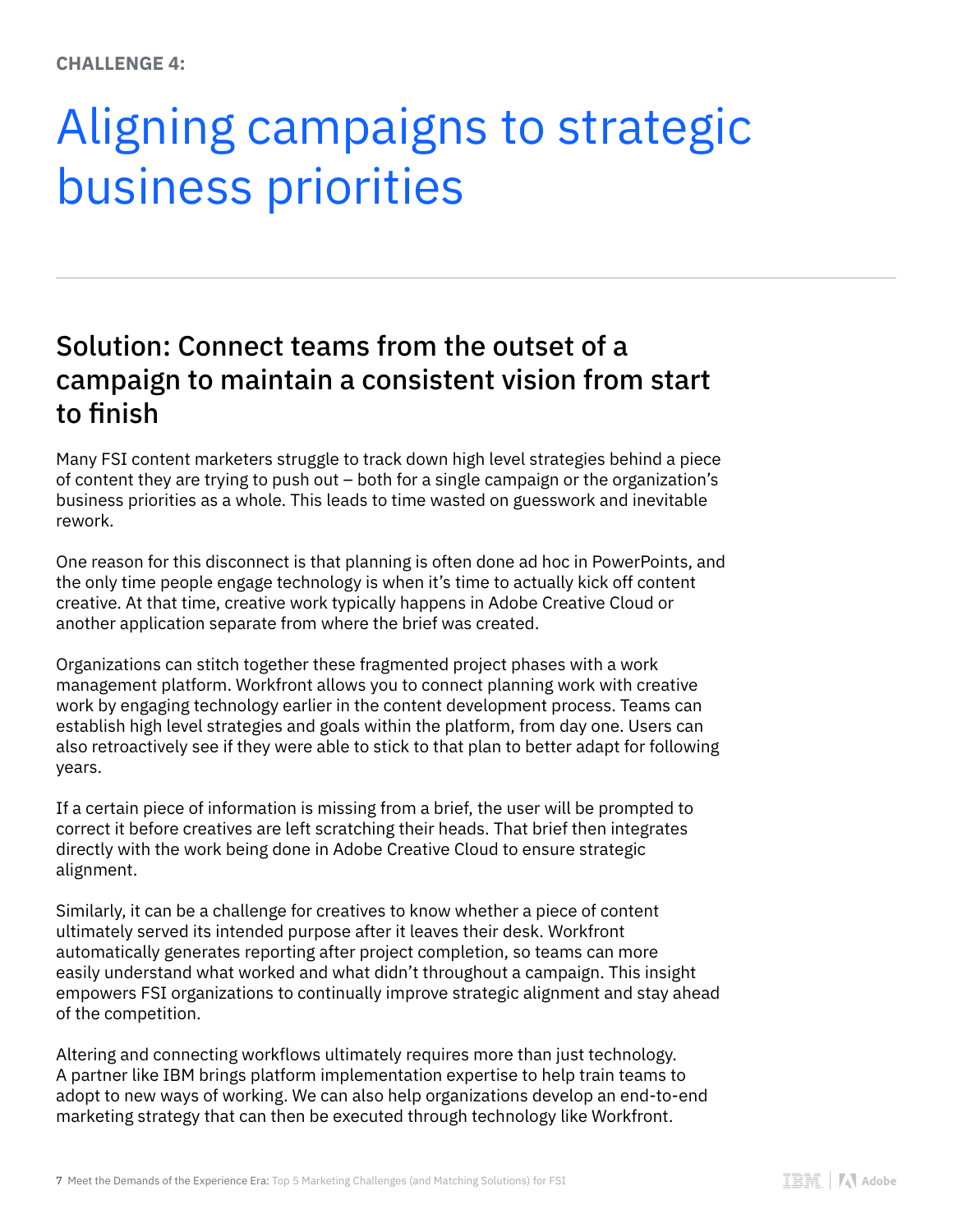**CHALLENGE 4:**

# Aligning campaigns to strategic business priorities

## Solution: Connect teams from the outset of a campaign to maintain a consistent vision from start to finish

Many FSI content marketers struggle to track down high level strategies behind a piece of content they are trying to push out – both for a single campaign or the organization's business priorities as a whole. This leads to time wasted on guesswork and inevitable rework.

One reason for this disconnect is that planning is often done ad hoc in PowerPoints, and the only time people engage technology is when it's time to actually kick off content creative. At that time, creative work typically happens in Adobe Creative Cloud or another application separate from where the brief was created.

Organizations can stitch together these fragmented project phases with a work management platform. Workfront allows you to connect planning work with creative work by engaging technology earlier in the content development process. Teams can establish high level strategies and goals within the platform, from day one. Users can also retroactively see if they were able to stick to that plan to better adapt for following years.

If a certain piece of information is missing from a brief, the user will be prompted to correct it before creatives are left scratching their heads. That brief then integrates directly with the work being done in Adobe Creative Cloud to ensure strategic alignment.

Similarly, it can be a challenge for creatives to know whether a piece of content ultimately served its intended purpose after it leaves their desk. Workfront automatically generates reporting after project completion, so teams can more easily understand what worked and what didn't throughout a campaign. This insight empowers FSI organizations to continually improve strategic alignment and stay ahead of the competition.

Altering and connecting workflows ultimately requires more than just technology. A partner like IBM brings platform implementation expertise to help train teams to adopt to new ways of working. We can also help organizations develop an end-to-end marketing strategy that can then be executed through technology like Workfront.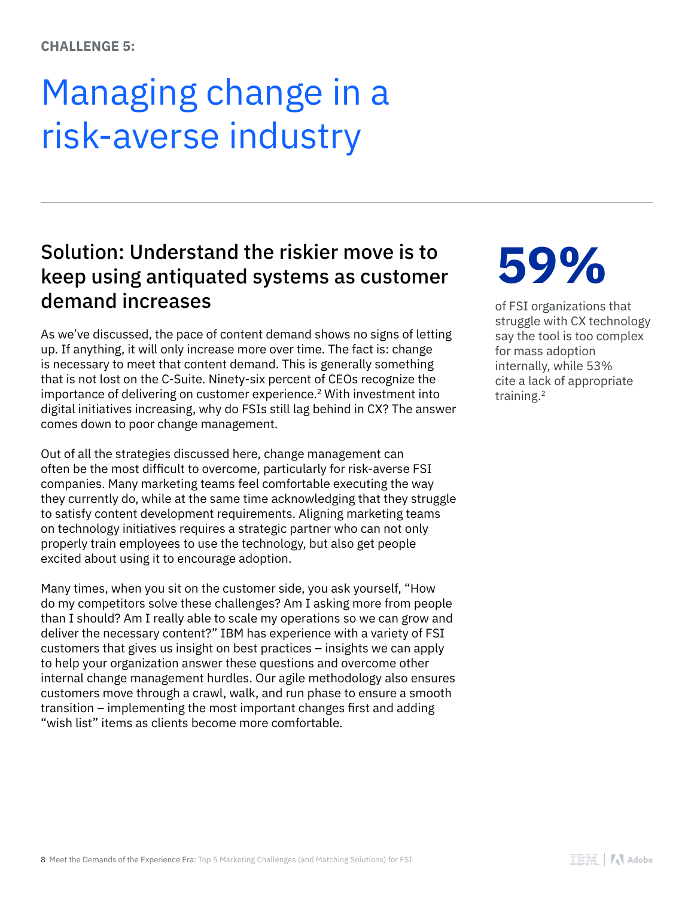CHALLENGE 5:

# Managing change in a risk-averse industry

## Solution: Understand the riskier move is to keep using antiquated systems as customer demand increases

As we've discussed, the pace of content demand shows no signs of letting up. If anything, it will only increase more over time. The fact is: change is necessary to meet that content demand. This is generally something that is not lost on the C-Suite. Ninety-six percent of CEOs recognize the importance of delivering on customer experience.[2] With investment into digital initiatives increasing, why do FSIs still lag behind in CX? The answer comes down to poor change management.

Out of all the strategies discussed here, change management can often be the most difficult to overcome, particularly for risk-averse FSI companies. Many marketing teams feel comfortable executing the way they currently do, while at the same time acknowledging that they struggle to satisfy content development requirements. Aligning marketing teams on technology initiatives requires a strategic partner who can not only properly train employees to use the technology, but also get people excited about using it to encourage adoption.

Many times, when you sit on the customer side, you ask yourself, "How do my competitors solve these challenges? Am I asking more from people than I should? Am I really able to scale my operations so we can grow and deliver the necessary content?" IBM has experience with a variety of FSI customers that gives us insight on best practices – insights we can apply to help your organization answer these questions and overcome other internal change management hurdles. Our agile methodology also ensures customers move through a crawl, walk, and run phase to ensure a smooth transition – implementing the most important changes first and adding "wish list" items as clients become more comfortable.

**59%**

of FSI organizations that struggle with CX technology say the tool is too complex for mass adoption internally, while 53% cite a lack of appropriate training.[2]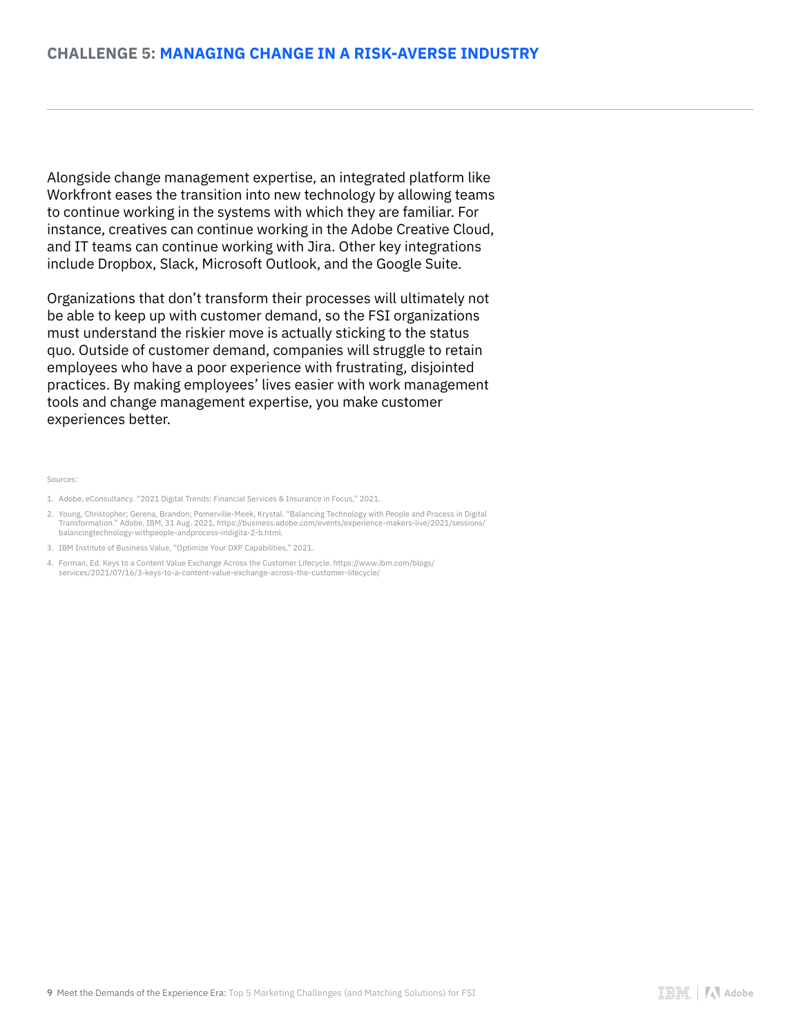## CHALLENGE 5: MANAGING CHANGE IN A RISK-AVERSE INDUSTRY

Alongside change management expertise, an integrated platform like Workfront eases the transition into new technology by allowing teams to continue working in the systems with which they are familiar. For instance, creatives can continue working in the Adobe Creative Cloud, and IT teams can continue working with Jira. Other key integrations include Dropbox, Slack, Microsoft Outlook, and the Google Suite.

Organizations that don't transform their processes will ultimately not be able to keep up with customer demand, so the FSI organizations must understand the riskier move is actually sticking to the status quo. Outside of customer demand, companies will struggle to retain employees who have a poor experience with frustrating, disjointed practices. By making employees' lives easier with work management tools and change management expertise, you make customer experiences better.

Sources:

1. Adobe, eConsultancy. "2021 Digital Trends: Financial Services & Insurance in Focus," 2021.
2. Young, Christopher; Gerena, Brandon; Pomerville-Meek, Krystal. "Balancing Technology with People and Process in Digital Transformation." Adobe, IBM, 31 Aug. 2021, https://business.adobe.com/events/experience-makers-live/2021/sessions/balancingtechnology-withpeople-andprocess-indigita-2-b.html.
3. IBM Institute of Business Value, "Optimize Your DXP Capabilities," 2021.
4. Forman, Ed. Keys to a Content Value Exchange Across the Customer Lifecycle. https://www.ibm.com/blogs/services/2021/07/16/3-keys-to-a-content-value-exchange-across-the-customer-lifecycle/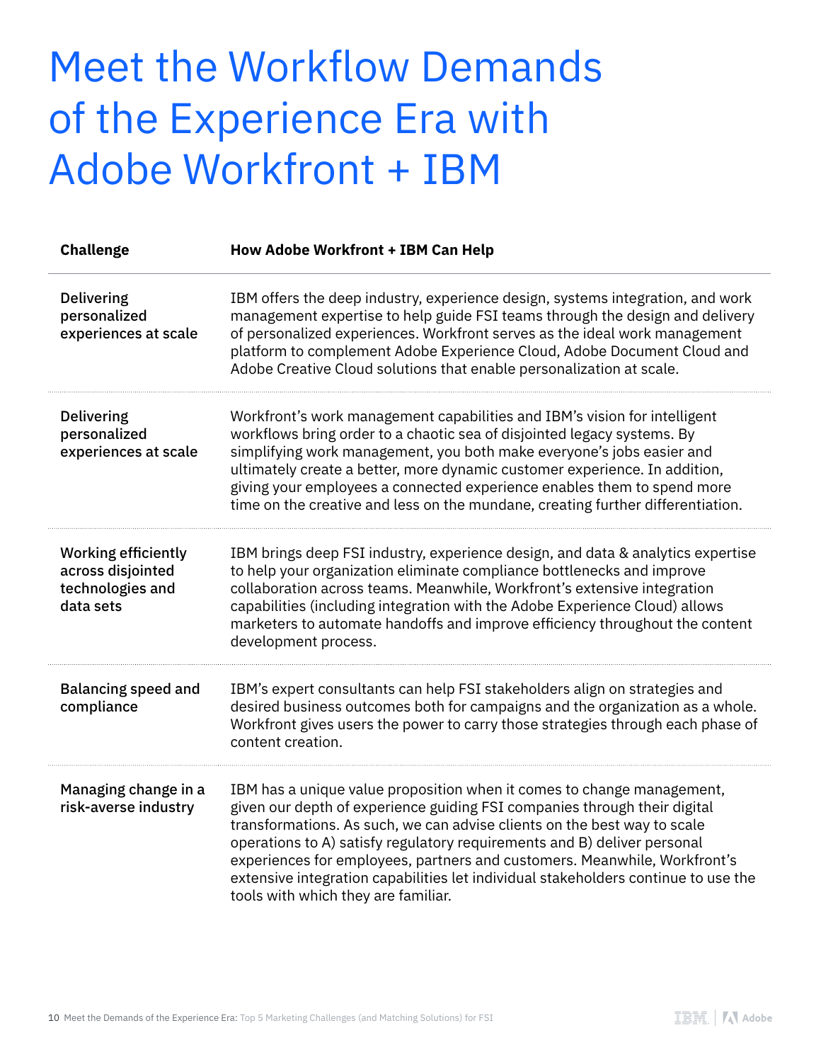# Meet the Workflow Demands of the Experience Era with Adobe Workfront + IBM

| Challenge | How Adobe Workfront + IBM Can Help |
|---|---|
| Delivering personalized experiences at scale | IBM offers the deep industry, experience design, systems integration, and work management expertise to help guide FSI teams through the design and delivery of personalized experiences. Workfront serves as the ideal work management platform to complement Adobe Experience Cloud, Adobe Document Cloud and Adobe Creative Cloud solutions that enable personalization at scale. |
| Delivering personalized experiences at scale | Workfront's work management capabilities and IBM's vision for intelligent workflows bring order to a chaotic sea of disjointed legacy systems. By simplifying work management, you both make everyone's jobs easier and ultimately create a better, more dynamic customer experience. In addition, giving your employees a connected experience enables them to spend more time on the creative and less on the mundane, creating further differentiation. |
| Working efficiently across disjointed technologies and data sets | IBM brings deep FSI industry, experience design, and data & analytics expertise to help your organization eliminate compliance bottlenecks and improve collaboration across teams. Meanwhile, Workfront's extensive integration capabilities (including integration with the Adobe Experience Cloud) allows marketers to automate handoffs and improve efficiency throughout the content development process. |
| Balancing speed and compliance | IBM's expert consultants can help FSI stakeholders align on strategies and desired business outcomes both for campaigns and the organization as a whole. Workfront gives users the power to carry those strategies through each phase of content creation. |
| Managing change in a risk-averse industry | IBM has a unique value proposition when it comes to change management, given our depth of experience guiding FSI companies through their digital transformations. As such, we can advise clients on the best way to scale operations to A) satisfy regulatory requirements and B) deliver personal experiences for employees, partners and customers. Meanwhile, Workfront's extensive integration capabilities let individual stakeholders continue to use the tools with which they are familiar. |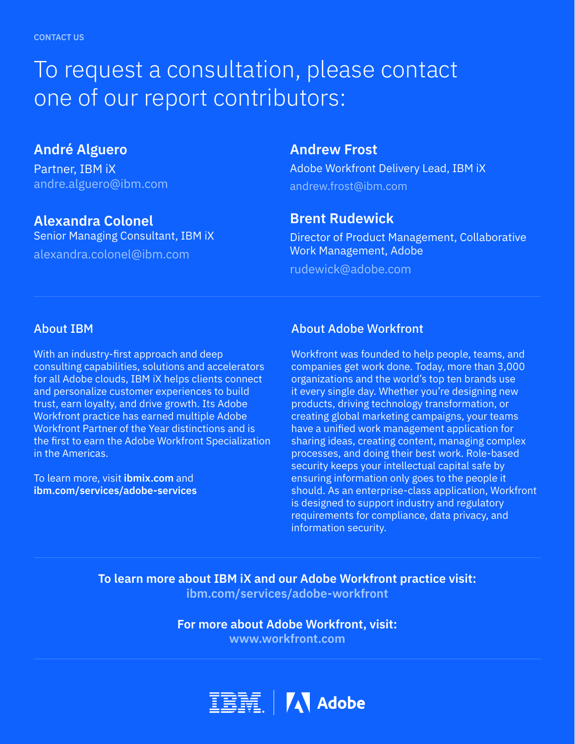CONTACT US

# To request a consultation, please contact one of our report contributors:

### André Alguero

Partner, IBM iX
andre.alguero@ibm.com

### Alexandra Colonel

Senior Managing Consultant, IBM iX
alexandra.colonel@ibm.com

### Andrew Frost

Adobe Workfront Delivery Lead, IBM iX
andrew.frost@ibm.com

### Brent Rudewick

Director of Product Management, Collaborative Work Management, Adobe
rudewick@adobe.com

## About IBM

With an industry-first approach and deep consulting capabilities, solutions and accelerators for all Adobe clouds, IBM iX helps clients connect and personalize customer experiences to build trust, earn loyalty, and drive growth. Its Adobe Workfront practice has earned multiple Adobe Workfront Partner of the Year distinctions and is the first to earn the Adobe Workfront Specialization in the Americas.

To learn more, visit **ibmix.com** and **ibm.com/services/adobe-services**

## About Adobe Workfront

Workfront was founded to help people, teams, and companies get work done. Today, more than 3,000 organizations and the world's top ten brands use it every single day. Whether you're designing new products, driving technology transformation, or creating global marketing campaigns, your teams have a unified work management application for sharing ideas, creating content, managing complex processes, and doing their best work. Role-based security keeps your intellectual capital safe by ensuring information only goes to the people it should. As an enterprise-class application, Workfront is designed to support industry and regulatory requirements for compliance, data privacy, and information security.

**To learn more about IBM iX and our Adobe Workfront practice visit:**
**ibm.com/services/adobe-workfront**

**For more about Adobe Workfront, visit:**
**www.workfront.com**